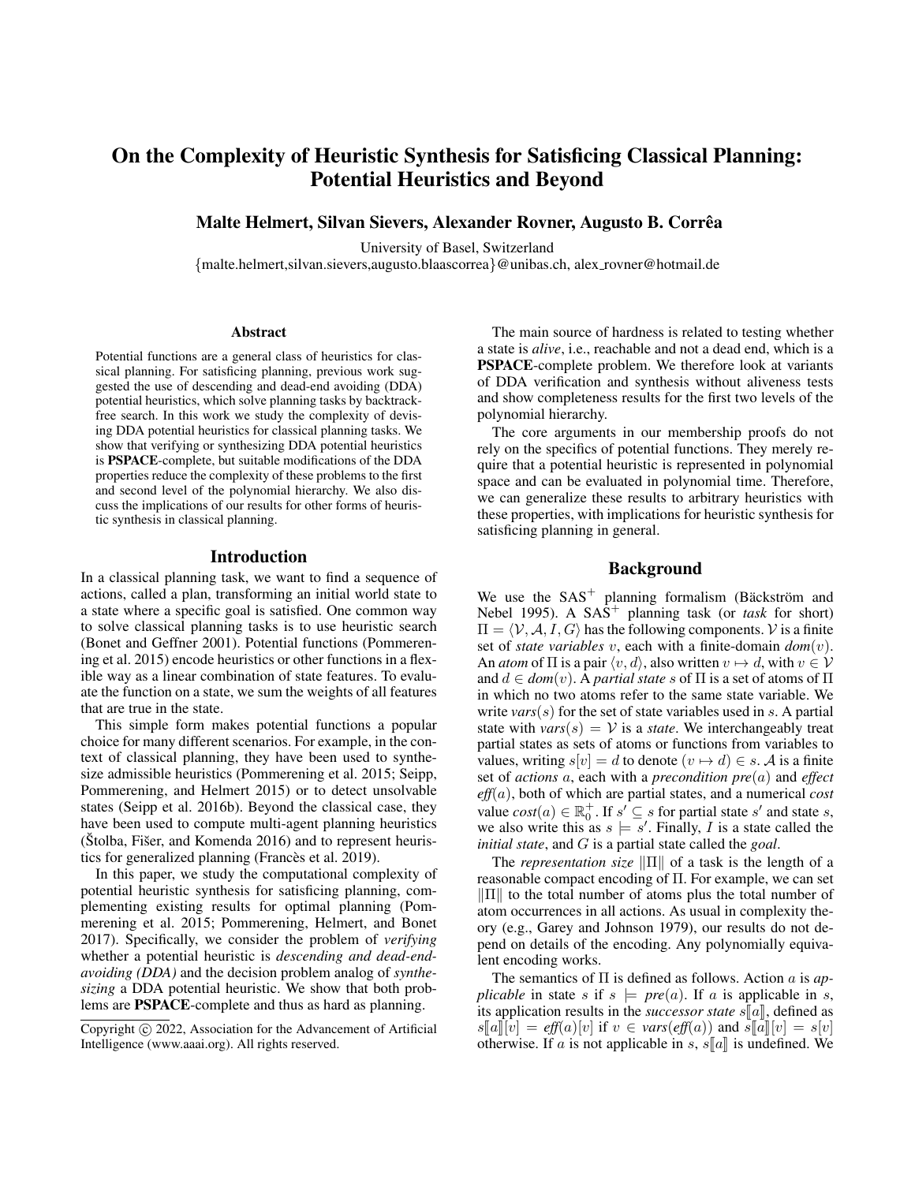# On the Complexity of Heuristic Synthesis for Satisficing Classical Planning: Potential Heuristics and Beyond

**Malte Helmert, Silvan Sievers, Alexander Rovner, Augusto B. Corrêa**

University of Basel, Switzerland
{malte.helmert,silvan.sievers,augusto.blaascorrea}@unibas.ch, alex_rovner@hotmail.de

## Abstract

Potential functions are a general class of heuristics for classical planning. For satisficing planning, previous work suggested the use of descending and dead-end avoiding (DDA) potential heuristics, which solve planning tasks by backtrack-free search. In this work we study the complexity of devising DDA potential heuristics for classical planning tasks. We show that verifying or synthesizing DDA potential heuristics is **PSPACE**-complete, but suitable modifications of the DDA properties reduce the complexity of these problems to the first and second level of the polynomial hierarchy. We also discuss the implications of our results for other forms of heuristic synthesis in classical planning.

## Introduction

In a classical planning task, we want to find a sequence of actions, called a plan, transforming an initial world state to a state where a specific goal is satisfied. One common way to solve classical planning tasks is to use heuristic search (Bonet and Geffner 2001). Potential functions (Pommerening et al. 2015) encode heuristics or other functions in a flexible way as a linear combination of state features. To evaluate the function on a state, we sum the weights of all features that are true in the state.

This simple form makes potential functions a popular choice for many different scenarios. For example, in the context of classical planning, they have been used to synthesize admissible heuristics (Pommerening et al. 2015; Seipp, Pommerening, and Helmert 2015) or to detect unsolvable states (Seipp et al. 2016b). Beyond the classical case, they have been used to compute multi-agent planning heuristics (Štolba, Fišer, and Komenda 2016) and to represent heuristics for generalized planning (Francès et al. 2019).

In this paper, we study the computational complexity of potential heuristic synthesis for satisficing planning, complementing existing results for optimal planning (Pommerening et al. 2015; Pommerening, Helmert, and Bonet 2017). Specifically, we consider the problem of *verifying* whether a potential heuristic is *descending and dead-end-avoiding (DDA)* and the decision problem analog of *synthesizing* a DDA potential heuristic. We show that both problems are **PSPACE**-complete and thus as hard as planning.

Copyright © 2022, Association for the Advancement of Artificial Intelligence (www.aaai.org). All rights reserved.

The main source of hardness is related to testing whether a state is *alive*, i.e., reachable and not a dead end, which is a **PSPACE**-complete problem. We therefore look at variants of DDA verification and synthesis without aliveness tests and show completeness results for the first two levels of the polynomial hierarchy.

The core arguments in our membership proofs do not rely on the specifics of potential functions. They merely require that a potential heuristic is represented in polynomial space and can be evaluated in polynomial time. Therefore, we can generalize these results to arbitrary heuristics with these properties, with implications for heuristic synthesis for satisficing planning in general.

## Background

We use the $\text{SAS}^+$ planning formalism (Bäckström and Nebel 1995). A $\text{SAS}^+$ planning task (or *task* for short) $\Pi = \langle \mathcal{V}, \mathcal{A}, I, G \rangle$ has the following components. $\mathcal{V}$ is a finite set of *state variables* $v$, each with a finite-domain $dom(v)$. An *atom* of $\Pi$ is a pair $\langle v, d \rangle$, also written $v \mapsto d$, with $v \in \mathcal{V}$ and $d \in dom(v)$. A *partial state* $s$ of $\Pi$ is a set of atoms of $\Pi$ in which no two atoms refer to the same state variable. We write $vars(s)$ for the set of state variables used in $s$. A partial state with $vars(s) = \mathcal{V}$ is a *state*. We interchangeably treat partial states as sets of atoms or functions from variables to values, writing $s[v] = d$ to denote $(v \mapsto d) \in s$. $\mathcal{A}$ is a finite set of *actions* $a$, each with a *precondition* $pre(a)$ and *effect* $eff(a)$, both of which are partial states, and a numerical *cost* value $cost(a) \in \mathbb{R}^+_0$. If $s' \subseteq s$ for partial state $s'$ and state $s$, we also write this as $s \models s'$. Finally, $I$ is a state called the *initial state*, and $G$ is a partial state called the *goal*.

The *representation size* $\|\Pi\|$ of a task is the length of a reasonable compact encoding of $\Pi$. For example, we can set $\|\Pi\|$ to the total number of atoms plus the total number of atom occurrences in all actions. As usual in complexity theory (e.g., Garey and Johnson 1979), our results do not depend on details of the encoding. Any polynomially equivalent encoding works.

The semantics of $\Pi$ is defined as follows. Action $a$ is *applicable* in state $s$ if $s \models pre(a)$. If $a$ is applicable in $s$, its application results in the *successor state* $s[\![a]\!]$, defined as $s[\![a]\!][v] = eff(a)[v]$ if $v \in vars(eff(a))$ and $s[\![a]\!][v] = s[v]$ otherwise. If $a$ is not applicable in $s$, $s[\![a]\!]$ is undefined. We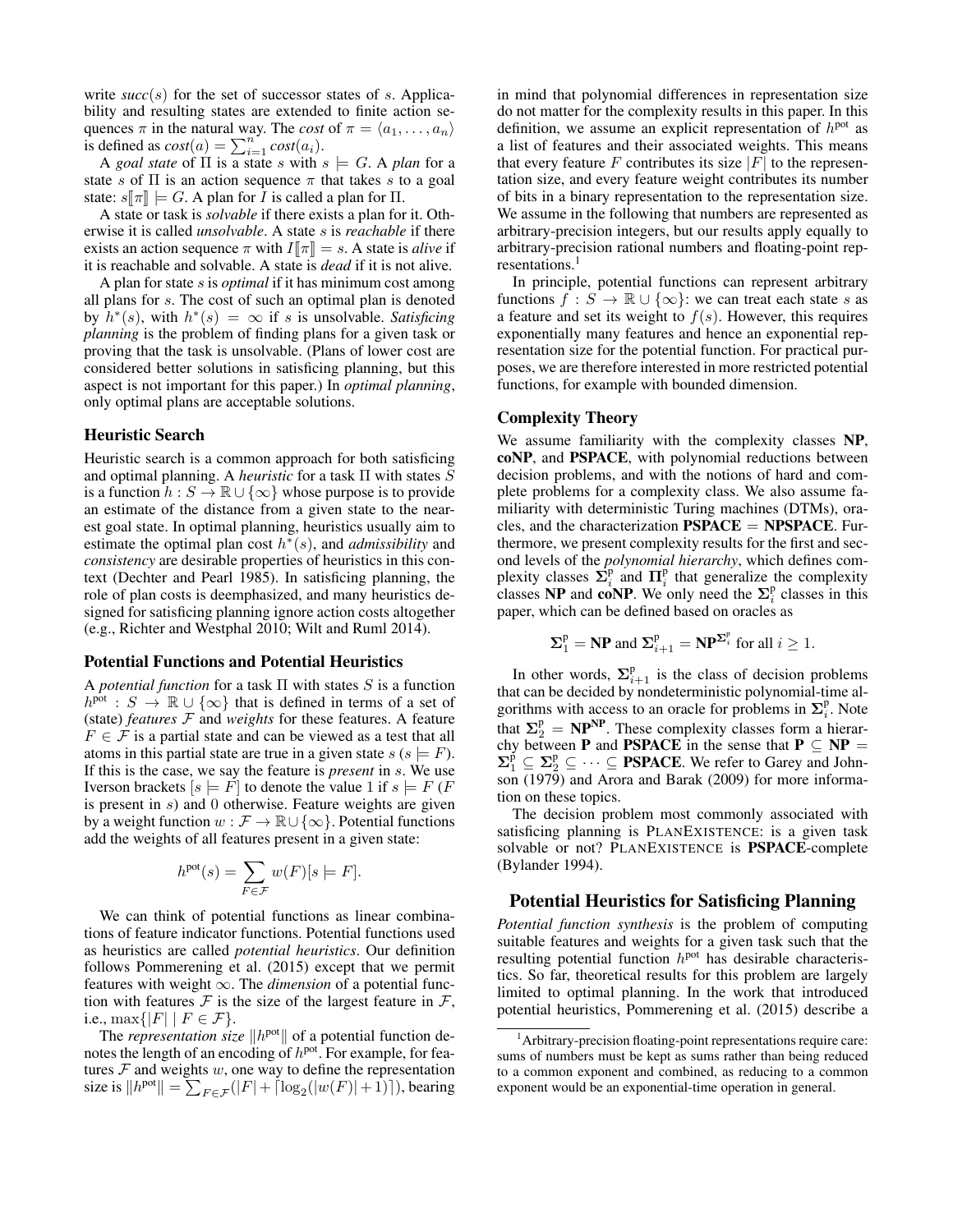write $succ(s)$ for the set of successor states of $s$. Applicability and resulting states are extended to finite action sequences $\pi$ in the natural way. The *cost* of $\pi = \langle a_1, \dots, a_n \rangle$ is defined as $cost(a) = \sum_{i=1}^{n} cost(a_i)$.

A *goal state* of $\Pi$ is a state $s$ with $s \models G$. A *plan* for a state $s$ of $\Pi$ is an action sequence $\pi$ that takes $s$ to a goal state: $s[\![\pi]\!] \models G$. A plan for $I$ is called a plan for $\Pi$.

A state or task is *solvable* if there exists a plan for it. Otherwise it is called *unsolvable*. A state $s$ is *reachable* if there exists an action sequence $\pi$ with $I[\![\pi]\!] = s$. A state is *alive* if it is reachable and solvable. A state is *dead* if it is not alive.

A plan for state $s$ is *optimal* if it has minimum cost among all plans for $s$. The cost of such an optimal plan is denoted by $h^*(s)$, with $h^*(s) = \infty$ if $s$ is unsolvable. *Satisficing planning* is the problem of finding plans for a given task or proving that the task is unsolvable. (Plans of lower cost are considered better solutions in satisficing planning, but this aspect is not important for this paper.) In *optimal planning*, only optimal plans are acceptable solutions.

### Heuristic Search

Heuristic search is a common approach for both satisficing and optimal planning. A *heuristic* for a task $\Pi$ with states $S$ is a function $h : S \to \mathbb{R} \cup \{\infty\}$ whose purpose is to provide an estimate of the distance from a given state to the nearest goal state. In optimal planning, heuristics usually aim to estimate the optimal plan cost $h^*(s)$, and *admissibility* and *consistency* are desirable properties of heuristics in this context (Dechter and Pearl 1985). In satisficing planning, the role of plan costs is deemphasized, and many heuristics designed for satisficing planning ignore action costs altogether (e.g., Richter and Westphal 2010; Wilt and Ruml 2014).

### Potential Functions and Potential Heuristics

A *potential function* for a task $\Pi$ with states $S$ is a function $h^{\text{pot}} : S \to \mathbb{R} \cup \{\infty\}$ that is defined in terms of a set of (state) *features* $\mathcal{F}$ and *weights* for these features. A feature $F \in \mathcal{F}$ is a partial state and can be viewed as a test that all atoms in this partial state are true in a given state $s$ ($s \models F$). If this is the case, we say the feature is *present* in $s$. We use Iverson brackets $[s \models F]$ to denote the value 1 if $s \models F$ ($F$ is present in $s$) and 0 otherwise. Feature weights are given by a weight function $w : \mathcal{F} \to \mathbb{R} \cup \{\infty\}$. Potential functions add the weights of all features present in a given state:

$$h^{\text{pot}}(s) = \sum_{F \in \mathcal{F}} w(F)[s \models F].$$

We can think of potential functions as linear combinations of feature indicator functions. Potential functions used as heuristics are called *potential heuristics*. Our definition follows Pommerening et al. (2015) except that we permit features with weight $\infty$. The *dimension* of a potential function with features $\mathcal{F}$ is the size of the largest feature in $\mathcal{F}$, i.e., $\max\{|F| \mid F \in \mathcal{F}\}$.

The *representation size* $\|h^{\text{pot}}\|$ of a potential function denotes the length of an encoding of $h^{\text{pot}}$. For example, for features $\mathcal{F}$ and weights $w$, one way to define the representation size is $\|h^{\text{pot}}\| = \sum_{F \in \mathcal{F}} (|F| + \lceil \log_2(|w(F)| + 1) \rceil)$, bearing in mind that polynomial differences in representation size do not matter for the complexity results in this paper. In this definition, we assume an explicit representation of $h^{\text{pot}}$ as a list of features and their associated weights. This means that every feature $F$ contributes its size $|F|$ to the representation size, and every feature weight contributes its number of bits in a binary representation to the representation size. We assume in the following that numbers are represented as arbitrary-precision integers, but our results apply equally to arbitrary-precision rational numbers and floating-point representations.[1]

In principle, potential functions can represent arbitrary functions $f : S \to \mathbb{R} \cup \{\infty\}$: we can treat each state $s$ as a feature and set its weight to $f(s)$. However, this requires exponentially many features and hence an exponential representation size for the potential function. For practical purposes, we are therefore interested in more restricted potential functions, for example with bounded dimension.

### Complexity Theory

We assume familiarity with the complexity classes **NP**, **coNP**, and **PSPACE**, with polynomial reductions between decision problems, and with the notions of hard and complete problems for a complexity class. We also assume familiarity with deterministic Turing machines (DTMs), oracles, and the characterization **PSPACE** = **NPSPACE**. Furthermore, we present complexity results for the first and second levels of the *polynomial hierarchy*, which defines complexity classes $\mathbf{\Sigma}_i^{\text{p}}$ and $\mathbf{\Pi}_i^{\text{p}}$ that generalize the complexity classes **NP** and **coNP**. We only need the $\mathbf{\Sigma}_i^{\text{p}}$ classes in this paper, which can be defined based on oracles as

$$\mathbf{\Sigma}_1^{\text{p}} = \mathbf{NP} \text{ and } \mathbf{\Sigma}_{i+1}^{\text{p}} = \mathbf{NP}^{\mathbf{\Sigma}_i^{\text{p}}} \text{ for all } i \geq 1.$$

In other words, $\mathbf{\Sigma}_{i+1}^{\text{p}}$ is the class of decision problems that can be decided by nondeterministic polynomial-time algorithms with access to an oracle for problems in $\mathbf{\Sigma}_i^{\text{p}}$. Note that $\mathbf{\Sigma}_2^{\text{p}} = \mathbf{NP}^{\mathbf{NP}}$. These complexity classes form a hierarchy between **P** and **PSPACE** in the sense that $\mathbf{P} \subseteq \mathbf{NP} = \mathbf{\Sigma}_1^{\text{p}} \subseteq \mathbf{\Sigma}_2^{\text{p}} \subseteq \dots \subseteq \mathbf{PSPACE}$. We refer to Garey and Johnson (1979) and Arora and Barak (2009) for more information on these topics.

The decision problem most commonly associated with satisficing planning is PLANEXISTENCE: is a given task solvable or not? PLANEXISTENCE is **PSPACE**-complete (Bylander 1994).

## Potential Heuristics for Satisficing Planning

*Potential function synthesis* is the problem of computing suitable features and weights for a given task such that the resulting potential function $h^{\text{pot}}$ has desirable characteristics. So far, theoretical results for this problem are largely limited to optimal planning. In the work that introduced potential heuristics, Pommerening et al. (2015) describe a

[1] Arbitrary-precision floating-point representations require care: sums of numbers must be kept as sums rather than being reduced to a common exponent and combined, as reducing to a common exponent would be an exponential-time operation in general.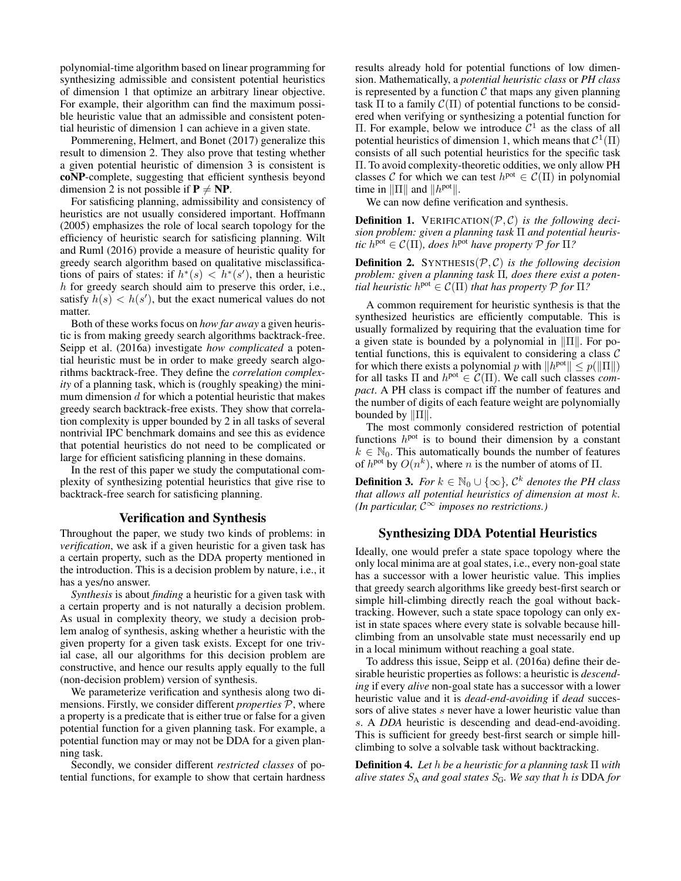polynomial-time algorithm based on linear programming for synthesizing admissible and consistent potential heuristics of dimension 1 that optimize an arbitrary linear objective. For example, their algorithm can find the maximum possible heuristic value that an admissible and consistent potential heuristic of dimension 1 can achieve in a given state.

Pommerening, Helmert, and Bonet (2017) generalize this result to dimension 2. They also prove that testing whether a given potential heuristic of dimension 3 is consistent is **coNP**-complete, suggesting that efficient synthesis beyond dimension 2 is not possible if $\mathbf{P} \neq \mathbf{NP}$.

For satisficing planning, admissibility and consistency of heuristics are not usually considered important. Hoffmann (2005) emphasizes the role of local search topology for the efficiency of heuristic search for satisficing planning. Wilt and Ruml (2016) provide a measure of heuristic quality for greedy search algorithm based on qualitative misclassifications of pairs of states: if $h^*(s) < h^*(s')$, then a heuristic $h$ for greedy search should aim to preserve this order, i.e., satisfy $h(s) < h(s')$, but the exact numerical values do not matter.

Both of these works focus on *how far away* a given heuristic is from making greedy search algorithms backtrack-free. Seipp et al. (2016a) investigate *how complicated* a potential heuristic must be in order to make greedy search algorithms backtrack-free. They define the *correlation complexity* of a planning task, which is (roughly speaking) the minimum dimension $d$ for which a potential heuristic that makes greedy search backtrack-free exists. They show that correlation complexity is upper bounded by 2 in all tasks of several nontrivial IPC benchmark domains and see this as evidence that potential heuristics do not need to be complicated or large for efficient satisficing planning in these domains.

In the rest of this paper we study the computational complexity of synthesizing potential heuristics that give rise to backtrack-free search for satisficing planning.

## Verification and Synthesis

Throughout the paper, we study two kinds of problems: in *verification*, we ask if a given heuristic for a given task has a certain property, such as the DDA property mentioned in the introduction. This is a decision problem by nature, i.e., it has a yes/no answer.

*Synthesis* is about *finding* a heuristic for a given task with a certain property and is not naturally a decision problem. As usual in complexity theory, we study a decision problem analog of synthesis, asking whether a heuristic with the given property for a given task exists. Except for one trivial case, all our algorithms for this decision problem are constructive, and hence our results apply equally to the full (non-decision problem) version of synthesis.

We parameterize verification and synthesis along two dimensions. Firstly, we consider different *properties* $\mathcal{P}$, where a property is a predicate that is either true or false for a given potential function for a given planning task. For example, a potential function may or may not be DDA for a given planning task.

Secondly, we consider different *restricted classes* of potential functions, for example to show that certain hardness results already hold for potential functions of low dimension. Mathematically, a *potential heuristic class* or *PH class* is represented by a function $\mathcal{C}$ that maps any given planning task $\Pi$ to a family $\mathcal{C}(\Pi)$ of potential functions to be considered when verifying or synthesizing a potential function for $\Pi$. For example, below we introduce $\mathcal{C}^1$ as the class of all potential heuristics of dimension 1, which means that $\mathcal{C}^1(\Pi)$ consists of all such potential heuristics for the specific task $\Pi$. To avoid complexity-theoretic oddities, we only allow PH classes $\mathcal{C}$ for which we can test $h^{\text{pot}} \in \mathcal{C}(\Pi)$ in polynomial time in $\|\Pi\|$ and $\|h^{\text{pot}}\|$.

We can now define verification and synthesis.

**Definition 1.** VERIFICATION$(\mathcal{P}, \mathcal{C})$ *is the following decision problem: given a planning task* $\Pi$ *and potential heuristic* $h^{\text{pot}} \in \mathcal{C}(\Pi)$*, does* $h^{\text{pot}}$ *have property* $\mathcal{P}$ *for* $\Pi$*?*

**Definition 2.** SYNTHESIS$(\mathcal{P}, \mathcal{C})$ *is the following decision problem: given a planning task* $\Pi$*, does there exist a potential heuristic* $h^{\text{pot}} \in \mathcal{C}(\Pi)$ *that has property* $\mathcal{P}$ *for* $\Pi$*?*

A common requirement for heuristic synthesis is that the synthesized heuristics are efficiently computable. This is usually formalized by requiring that the evaluation time for a given state is bounded by a polynomial in $\|\Pi\|$. For potential functions, this is equivalent to considering a class $\mathcal{C}$ for which there exists a polynomial $p$ with $\|h^{\text{pot}}\| \leq p(\|\Pi\|)$ for all tasks $\Pi$ and $h^{\text{pot}} \in \mathcal{C}(\Pi)$. We call such classes *compact*. A PH class is compact iff the number of features and the number of digits of each feature weight are polynomially bounded by $\|\Pi\|$.

The most commonly considered restriction of potential functions $h^{\text{pot}}$ is to bound their dimension by a constant $k \in \mathbb{N}_0$. This automatically bounds the number of features of $h^{\text{pot}}$ by $O(n^k)$, where $n$ is the number of atoms of $\Pi$.

**Definition 3.** *For* $k \in \mathbb{N}_0 \cup \{\infty\}$*,* $\mathcal{C}^k$ *denotes the PH class that allows all potential heuristics of dimension at most* $k$*. (In particular,* $\mathcal{C}^\infty$ *imposes no restrictions.)*

## Synthesizing DDA Potential Heuristics

Ideally, one would prefer a state space topology where the only local minima are at goal states, i.e., every non-goal state has a successor with a lower heuristic value. This implies that greedy search algorithms like greedy best-first search or simple hill-climbing directly reach the goal without backtracking. However, such a state space topology can only exist in state spaces where every state is solvable because hill-climbing from an unsolvable state must necessarily end up in a local minimum without reaching a goal state.

To address this issue, Seipp et al. (2016a) define their desirable heuristic properties as follows: a heuristic is *descending* if every *alive* non-goal state has a successor with a lower heuristic value and it is *dead-end-avoiding* if *dead* successors of alive states $s$ never have a lower heuristic value than $s$. A *DDA* heuristic is descending and dead-end-avoiding. This is sufficient for greedy best-first search or simple hill-climbing to solve a solvable task without backtracking.

**Definition 4.** *Let* $h$ *be a heuristic for a planning task* $\Pi$ *with alive states* $S_{\text{A}}$ *and goal states* $S_{\text{G}}$*. We say that* $h$ *is* DDA *for*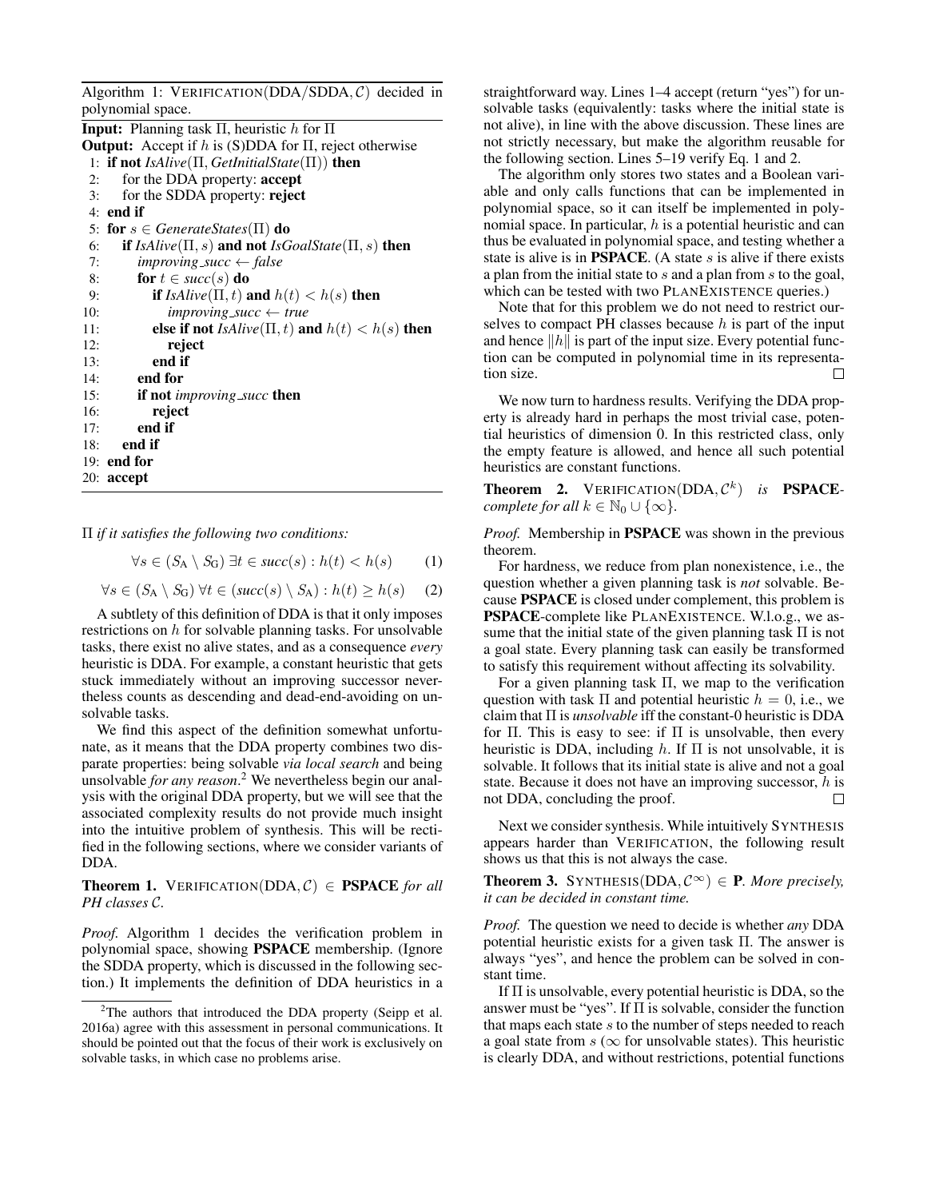Algorithm 1: VERIFICATION(DDA/SDDA, $\mathcal{C}$) decided in polynomial space.

**Input:** Planning task $\Pi$, heuristic $h$ for $\Pi$
**Output:** Accept if $h$ is (S)DDA for $\Pi$, reject otherwise

```
 1: if not IsAlive(Π, GetInitialState(Π)) then
 2:    for the DDA property: accept
 3:    for the SDDA property: reject
 4: end if
 5: for s ∈ GenerateStates(Π) do
 6:    if IsAlive(Π, s) and not IsGoalState(Π, s) then
 7:       improving_succ ← false
 8:       for t ∈ succ(s) do
 9:          if IsAlive(Π, t) and h(t) < h(s) then
10:             improving_succ ← true
11:          else if not IsAlive(Π, t) and h(t) < h(s) then
12:             reject
13:          end if
14:       end for
15:       if not improving_succ then
16:          reject
17:       end if
18:    end if
19: end for
20: accept
```

$\Pi$ *if it satisfies the following two conditions:*

$$\forall s \in (S_A \setminus S_G)\ \exists t \in succ(s) : h(t) < h(s) \qquad (1)$$

$$\forall s \in (S_A \setminus S_G)\ \forall t \in (succ(s) \setminus S_A) : h(t) \geq h(s) \qquad (2)$$

A subtlety of this definition of DDA is that it only imposes restrictions on $h$ for solvable planning tasks. For unsolvable tasks, there exist no alive states, and as a consequence *every* heuristic is DDA. For example, a constant heuristic that gets stuck immediately without an improving successor nevertheless counts as descending and dead-end-avoiding on unsolvable tasks.

We find this aspect of the definition somewhat unfortunate, as it means that the DDA property combines two disparate properties: being solvable *via local search* and being unsolvable *for any reason*.[2] We nevertheless begin our analysis with the original DDA property, but we will see that the associated complexity results do not provide much insight into the intuitive problem of synthesis. This will be rectified in the following sections, where we consider variants of DDA.

**Theorem 1.** VERIFICATION(DDA, $\mathcal{C}$) $\in$ **PSPACE** *for all PH classes $\mathcal{C}$.*

*Proof.* Algorithm 1 decides the verification problem in polynomial space, showing **PSPACE** membership. (Ignore the SDDA property, which is discussed in the following section.) It implements the definition of DDA heuristics in a straightforward way. Lines 1–4 accept (return "yes") for unsolvable tasks (equivalently: tasks where the initial state is not alive), in line with the above discussion. These lines are not strictly necessary, but make the algorithm reusable for the following section. Lines 5–19 verify Eq. 1 and 2.

The algorithm only stores two states and a Boolean variable and only calls functions that can be implemented in polynomial space, so it can itself be implemented in polynomial space. In particular, $h$ is a potential heuristic and can thus be evaluated in polynomial space, and testing whether a state is alive is in **PSPACE**. (A state $s$ is alive if there exists a plan from the initial state to $s$ and a plan from $s$ to the goal, which can be tested with two PLANEXISTENCE queries.)

Note that for this problem we do not need to restrict ourselves to compact PH classes because $h$ is part of the input and hence $\|h\|$ is part of the input size. Every potential function can be computed in polynomial time in its representation size. □

We now turn to hardness results. Verifying the DDA property is already hard in perhaps the most trivial case, potential heuristics of dimension 0. In this restricted class, only the empty feature is allowed, and hence all such potential heuristics are constant functions.

**Theorem 2.** VERIFICATION(DDA, $\mathcal{C}^k$) *is* **PSPACE**-*complete for all* $k \in \mathbb{N}_0 \cup \{\infty\}$.

*Proof.* Membership in **PSPACE** was shown in the previous theorem.

For hardness, we reduce from plan nonexistence, i.e., the question whether a given planning task is *not* solvable. Because **PSPACE** is closed under complement, this problem is **PSPACE**-complete like PLANEXISTENCE. W.l.o.g., we assume that the initial state of the given planning task $\Pi$ is not a goal state. Every planning task can easily be transformed to satisfy this requirement without affecting its solvability.

For a given planning task $\Pi$, we map to the verification question with task $\Pi$ and potential heuristic $h = 0$, i.e., we claim that $\Pi$ is *unsolvable* iff the constant-0 heuristic is DDA for $\Pi$. This is easy to see: if $\Pi$ is unsolvable, then every heuristic is DDA, including $h$. If $\Pi$ is not unsolvable, it is solvable. It follows that its initial state is alive and not a goal state. Because it does not have an improving successor, $h$ is not DDA, concluding the proof. □

Next we consider synthesis. While intuitively SYNTHESIS appears harder than VERIFICATION, the following result shows us that this is not always the case.

**Theorem 3.** SYNTHESIS(DDA, $\mathcal{C}^\infty$) $\in$ **P**. *More precisely, it can be decided in constant time.*

*Proof.* The question we need to decide is whether *any* DDA potential heuristic exists for a given task $\Pi$. The answer is always "yes", and hence the problem can be solved in constant time.

If $\Pi$ is unsolvable, every potential heuristic is DDA, so the answer must be "yes". If $\Pi$ is solvable, consider the function that maps each state $s$ to the number of steps needed to reach a goal state from $s$ ($\infty$ for unsolvable states). This heuristic is clearly DDA, and without restrictions, potential functions

[2] The authors that introduced the DDA property (Seipp et al. 2016a) agree with this assessment in personal communications. It should be pointed out that the focus of their work is exclusively on solvable tasks, in which case no problems arise.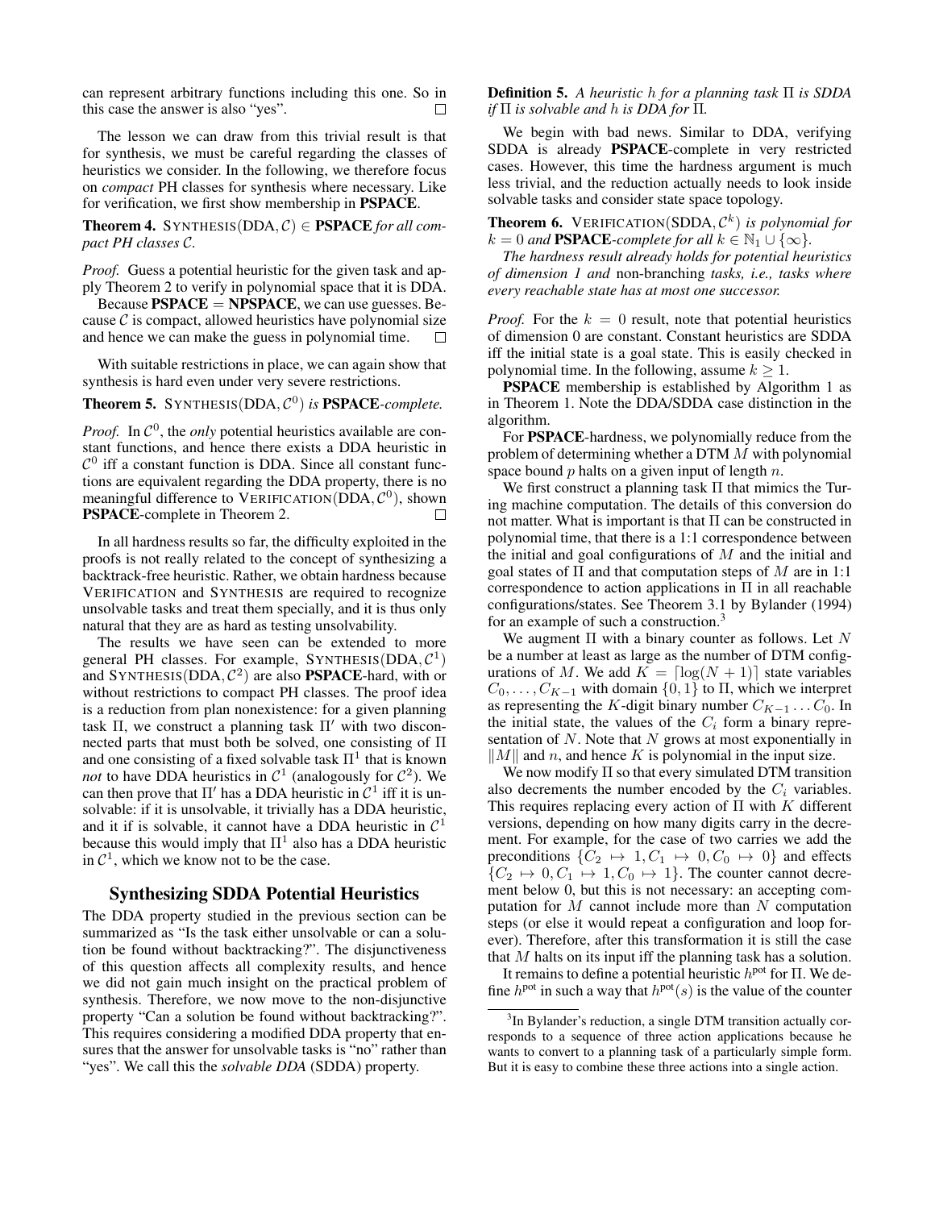can represent arbitrary functions including this one. So in this case the answer is also "yes". □

The lesson we can draw from this trivial result is that for synthesis, we must be careful regarding the classes of heuristics we consider. In the following, we therefore focus on *compact* PH classes for synthesis where necessary. Like for verification, we first show membership in **PSPACE**.

**Theorem 4.** SYNTHESIS(DDA, $\mathcal{C}$) $\in$ **PSPACE** *for all compact PH classes* $\mathcal{C}$.

*Proof.* Guess a potential heuristic for the given task and apply Theorem 2 to verify in polynomial space that it is DDA.

Because **PSPACE** = **NPSPACE**, we can use guesses. Because $\mathcal{C}$ is compact, allowed heuristics have polynomial size and hence we can make the guess in polynomial time. □

With suitable restrictions in place, we can again show that synthesis is hard even under very severe restrictions.

**Theorem 5.** SYNTHESIS(DDA, $\mathcal{C}^0$) *is* **PSPACE**-*complete.*

*Proof.* In $\mathcal{C}^0$, the *only* potential heuristics available are constant functions, and hence there exists a DDA heuristic in $\mathcal{C}^0$ iff a constant function is DDA. Since all constant functions are equivalent regarding the DDA property, there is no meaningful difference to VERIFICATION(DDA, $\mathcal{C}^0$), shown **PSPACE**-complete in Theorem 2. □

In all hardness results so far, the difficulty exploited in the proofs is not really related to the concept of synthesizing a backtrack-free heuristic. Rather, we obtain hardness because VERIFICATION and SYNTHESIS are required to recognize unsolvable tasks and treat them specially, and it is thus only natural that they are as hard as testing unsolvability.

The results we have seen can be extended to more general PH classes. For example, SYNTHESIS(DDA, $\mathcal{C}^1$) and SYNTHESIS(DDA, $\mathcal{C}^2$) are also **PSPACE**-hard, with or without restrictions to compact PH classes. The proof idea is a reduction from plan nonexistence: for a given planning task $\Pi$, we construct a planning task $\Pi'$ with two disconnected parts that must both be solved, one consisting of $\Pi$ and one consisting of a fixed solvable task $\Pi^1$ that is known *not* to have DDA heuristics in $\mathcal{C}^1$ (analogously for $\mathcal{C}^2$). We can then prove that $\Pi'$ has a DDA heuristic in $\mathcal{C}^1$ iff it is unsolvable: if it is unsolvable, it trivially has a DDA heuristic, and it if is solvable, it cannot have a DDA heuristic in $\mathcal{C}^1$ because this would imply that $\Pi^1$ also has a DDA heuristic in $\mathcal{C}^1$, which we know not to be the case.

## Synthesizing SDDA Potential Heuristics

The DDA property studied in the previous section can be summarized as "Is the task either unsolvable or can a solution be found without backtracking?". The disjunctiveness of this question affects all complexity results, and hence we did not gain much insight on the practical problem of synthesis. Therefore, we now move to the non-disjunctive property "Can a solution be found without backtracking?". This requires considering a modified DDA property that ensures that the answer for unsolvable tasks is "no" rather than "yes". We call this the *solvable DDA* (SDDA) property.

**Definition 5.** *A heuristic* $h$ *for a planning task* $\Pi$ *is SDDA if* $\Pi$ *is solvable and* $h$ *is DDA for* $\Pi$.

We begin with bad news. Similar to DDA, verifying SDDA is already **PSPACE**-complete in very restricted cases. However, this time the hardness argument is much less trivial, and the reduction actually needs to look inside solvable tasks and consider state space topology.

**Theorem 6.** VERIFICATION(SDDA, $\mathcal{C}^k$) *is polynomial for* $k = 0$ *and* **PSPACE**-*complete for all* $k \in \mathbb{N}_1 \cup \{\infty\}$.

*The hardness result already holds for potential heuristics of dimension 1 and* non-branching *tasks, i.e., tasks where every reachable state has at most one successor.*

*Proof.* For the $k = 0$ result, note that potential heuristics of dimension 0 are constant. Constant heuristics are SDDA iff the initial state is a goal state. This is easily checked in polynomial time. In the following, assume $k \geq 1$.

**PSPACE** membership is established by Algorithm 1 as in Theorem 1. Note the DDA/SDDA case distinction in the algorithm.

For **PSPACE**-hardness, we polynomially reduce from the problem of determining whether a DTM $M$ with polynomial space bound $p$ halts on a given input of length $n$.

We first construct a planning task $\Pi$ that mimics the Turing machine computation. The details of this conversion do not matter. What is important is that $\Pi$ can be constructed in polynomial time, that there is a 1:1 correspondence between the initial and goal configurations of $M$ and the initial and goal states of $\Pi$ and that computation steps of $M$ are in 1:1 correspondence to action applications in $\Pi$ in all reachable configurations/states. See Theorem 3.1 by Bylander (1994) for an example of such a construction.[3]

We augment $\Pi$ with a binary counter as follows. Let $N$ be a number at least as large as the number of DTM configurations of $M$. We add $K = \lceil \log(N + 1) \rceil$ state variables $C_0, \ldots, C_{K-1}$ with domain $\{0, 1\}$ to $\Pi$, which we interpret as representing the $K$-digit binary number $C_{K-1} \ldots C_0$. In the initial state, the values of the $C_i$ form a binary representation of $N$. Note that $N$ grows at most exponentially in $\|M\|$ and $n$, and hence $K$ is polynomial in the input size.

We now modify $\Pi$ so that every simulated DTM transition also decrements the number encoded by the $C_i$ variables. This requires replacing every action of $\Pi$ with $K$ different versions, depending on how many digits carry in the decrement. For example, for the case of two carries we add the preconditions $\{C_2 \mapsto 1, C_1 \mapsto 0, C_0 \mapsto 0\}$ and effects $\{C_2 \mapsto 0, C_1 \mapsto 1, C_0 \mapsto 1\}$. The counter cannot decrement below 0, but this is not necessary: an accepting computation for $M$ cannot include more than $N$ computation steps (or else it would repeat a configuration and loop forever). Therefore, after this transformation it is still the case that $M$ halts on its input iff the planning task has a solution.

It remains to define a potential heuristic $h^{\text{pot}}$ for $\Pi$. We define $h^{\text{pot}}$ in such a way that $h^{\text{pot}}(s)$ is the value of the counter

[3] In Bylander's reduction, a single DTM transition actually corresponds to a sequence of three action applications because he wants to convert to a planning task of a particularly simple form. But it is easy to combine these three actions into a single action.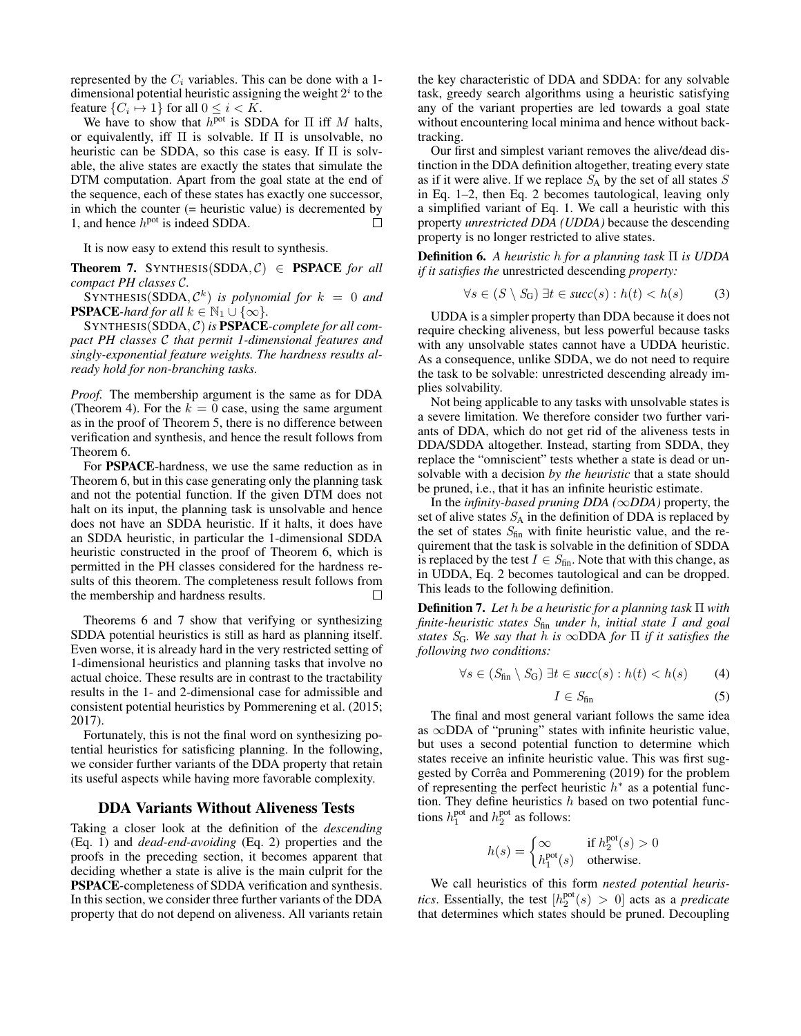represented by the $C_i$ variables. This can be done with a 1-dimensional potential heuristic assigning the weight $2^i$ to the feature $\{C_i \mapsto 1\}$ for all $0 \leq i < K$.

We have to show that $h^{\text{pot}}$ is SDDA for $\Pi$ iff $M$ halts, or equivalently, iff $\Pi$ is solvable. If $\Pi$ is unsolvable, no heuristic can be SDDA, so this case is easy. If $\Pi$ is solvable, the alive states are exactly the states that simulate the DTM computation. Apart from the goal state at the end of the sequence, each of these states has exactly one successor, in which the counter (= heuristic value) is decremented by 1, and hence $h^{\text{pot}}$ is indeed SDDA. $\square$

It is now easy to extend this result to synthesis.

**Theorem 7.** *SYNTHESIS(SDDA, $\mathcal{C}$) $\in$* **PSPACE** *for all compact PH classes $\mathcal{C}$.*

*SYNTHESIS(SDDA, $\mathcal{C}^k$) is polynomial for $k = 0$ and* **PSPACE***-hard for all $k \in \mathbb{N}_1 \cup \{\infty\}$.*

*SYNTHESIS(SDDA, $\mathcal{C}$) is* **PSPACE***-complete for all compact PH classes $\mathcal{C}$ that permit 1-dimensional features and singly-exponential feature weights. The hardness results already hold for non-branching tasks.*

*Proof.* The membership argument is the same as for DDA (Theorem 4). For the $k = 0$ case, using the same argument as in the proof of Theorem 5, there is no difference between verification and synthesis, and hence the result follows from Theorem 6.

For **PSPACE**-hardness, we use the same reduction as in Theorem 6, but in this case generating only the planning task and not the potential function. If the given DTM does not halt on its input, the planning task is unsolvable and hence does not have an SDDA heuristic. If it halts, it does have an SDDA heuristic, in particular the 1-dimensional SDDA heuristic constructed in the proof of Theorem 6, which is permitted in the PH classes considered for the hardness results of this theorem. The completeness result follows from the membership and hardness results. $\square$

Theorems 6 and 7 show that verifying or synthesizing SDDA potential heuristics is still as hard as planning itself. Even worse, it is already hard in the very restricted setting of 1-dimensional heuristics and planning tasks that involve no actual choice. These results are in contrast to the tractability results in the 1- and 2-dimensional case for admissible and consistent potential heuristics by Pommerening et al. (2015; 2017).

Fortunately, this is not the final word on synthesizing potential heuristics for satisficing planning. In the following, we consider further variants of the DDA property that retain its useful aspects while having more favorable complexity.

## DDA Variants Without Aliveness Tests

Taking a closer look at the definition of the *descending* (Eq. 1) and *dead-end-avoiding* (Eq. 2) properties and the proofs in the preceding section, it becomes apparent that deciding whether a state is alive is the main culprit for the **PSPACE**-completeness of SDDA verification and synthesis. In this section, we consider three further variants of the DDA property that do not depend on aliveness. All variants retain the key characteristic of DDA and SDDA: for any solvable task, greedy search algorithms using a heuristic satisfying any of the variant properties are led towards a goal state without encountering local minima and hence without backtracking.

Our first and simplest variant removes the alive/dead distinction in the DDA definition altogether, treating every state as if it were alive. If we replace $S_{\text{A}}$ by the set of all states $S$ in Eq. 1–2, then Eq. 2 becomes tautological, leaving only a simplified variant of Eq. 1. We call a heuristic with this property *unrestricted DDA (UDDA)* because the descending property is no longer restricted to alive states.

**Definition 6.** *A heuristic $h$ for a planning task $\Pi$ is UDDA if it satisfies the* unrestricted descending *property:*

$$\forall s \in (S \setminus S_{\text{G}})\ \exists t \in succ(s) : h(t) < h(s) \tag{3}$$

UDDA is a simpler property than DDA because it does not require checking aliveness, but less powerful because tasks with any unsolvable states cannot have a UDDA heuristic. As a consequence, unlike SDDA, we do not need to require the task to be solvable: unrestricted descending already implies solvability.

Not being applicable to any tasks with unsolvable states is a severe limitation. We therefore consider two further variants of DDA, which do not get rid of the aliveness tests in DDA/SDDA altogether. Instead, starting from SDDA, they replace the "omniscient" tests whether a state is dead or unsolvable with a decision *by the heuristic* that a state should be pruned, i.e., that it has an infinite heuristic estimate.

In the *infinity-based pruning DDA ($\infty$DDA)* property, the set of alive states $S_{\text{A}}$ in the definition of DDA is replaced by the set of states $S_{\text{fin}}$ with finite heuristic value, and the requirement that the task is solvable in the definition of SDDA is replaced by the test $I \in S_{\text{fin}}$. Note that with this change, as in UDDA, Eq. 2 becomes tautological and can be dropped. This leads to the following definition.

**Definition 7.** *Let $h$ be a heuristic for a planning task $\Pi$ with finite-heuristic states $S_{\text{fin}}$ under $h$, initial state $I$ and goal states $S_{\text{G}}$. We say that $h$ is $\infty$DDA for $\Pi$ if it satisfies the following two conditions:*

$$\forall s \in (S_{\text{fin}} \setminus S_{\text{G}})\ \exists t \in succ(s) : h(t) < h(s) \tag{4}$$

$$I \in S_{\text{fin}} \tag{5}$$

The final and most general variant follows the same idea as $\infty$DDA of "pruning" states with infinite heuristic value, but uses a second potential function to determine which states receive an infinite heuristic value. This was first suggested by Corrêa and Pommerening (2019) for the problem of representing the perfect heuristic $h^*$ as a potential function. They define heuristics $h$ based on two potential functions $h_1^{\text{pot}}$ and $h_2^{\text{pot}}$ as follows:

$$h(s) = \begin{cases} \infty & \text{if } h_2^{\text{pot}}(s) > 0 \\ h_1^{\text{pot}}(s) & \text{otherwise.} \end{cases}$$

We call heuristics of this form *nested potential heuristics*. Essentially, the test $[h_2^{\text{pot}}(s) > 0]$ acts as a *predicate* that determines which states should be pruned. Decoupling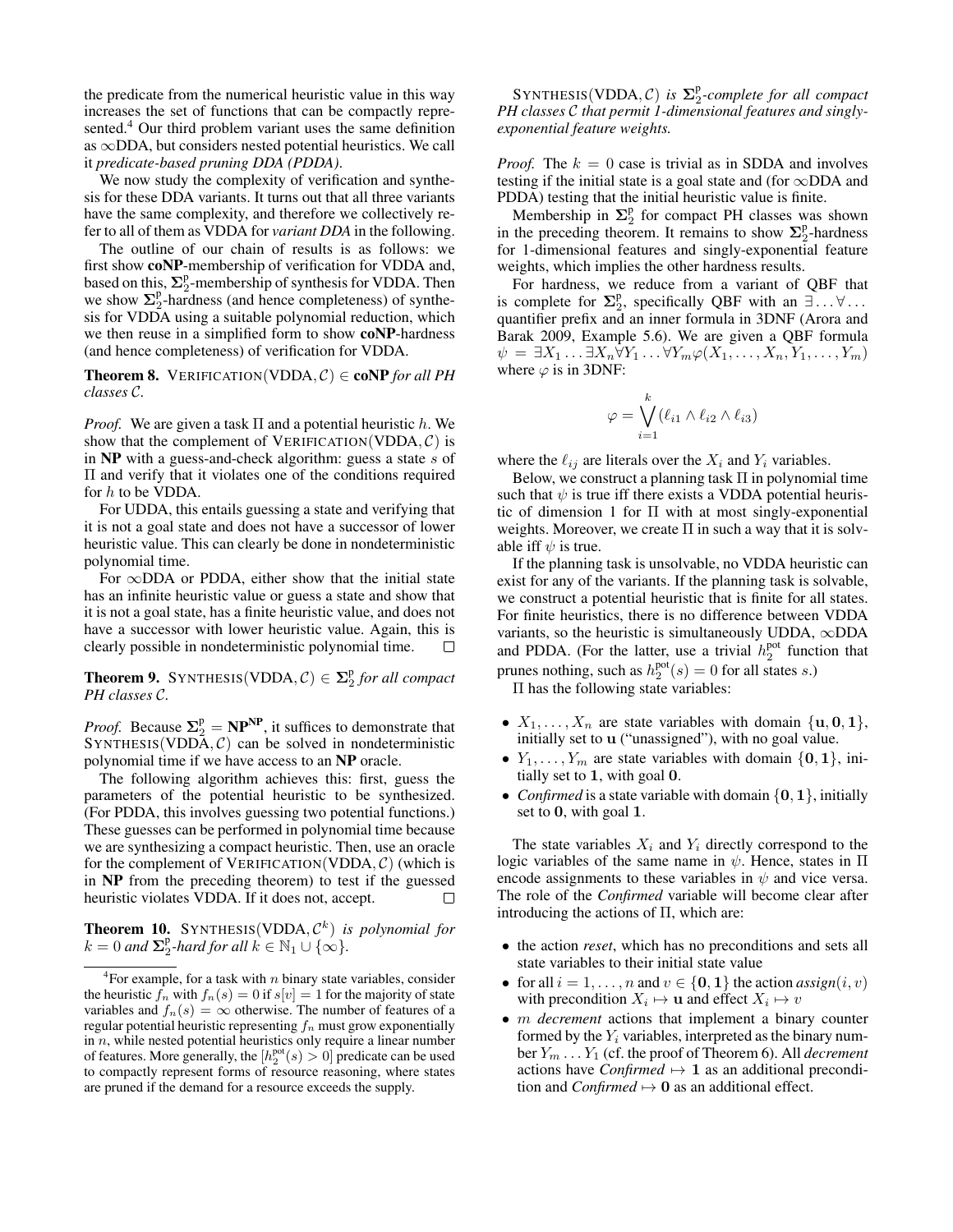the predicate from the numerical heuristic value in this way increases the set of functions that can be compactly represented.[4] Our third problem variant uses the same definition as $\infty$DDA, but considers nested potential heuristics. We call it *predicate-based pruning DDA (PDDA)*.

We now study the complexity of verification and synthesis for these DDA variants. It turns out that all three variants have the same complexity, and therefore we collectively refer to all of them as VDDA for *variant DDA* in the following.

The outline of our chain of results is as follows: we first show **coNP**-membership of verification for VDDA and, based on this, $\mathbf{\Sigma}_2^{\mathrm{p}}$-membership of synthesis for VDDA. Then we show $\mathbf{\Sigma}_2^{\mathrm{p}}$-hardness (and hence completeness) of synthesis for VDDA using a suitable polynomial reduction, which we then reuse in a simplified form to show **coNP**-hardness (and hence completeness) of verification for VDDA.

**Theorem 8.** VERIFICATION(VDDA, $\mathcal{C}$) $\in$ **coNP** *for all PH classes* $\mathcal{C}$.

*Proof.* We are given a task $\Pi$ and a potential heuristic $h$. We show that the complement of VERIFICATION(VDDA, $\mathcal{C}$) is in **NP** with a guess-and-check algorithm: guess a state $s$ of $\Pi$ and verify that it violates one of the conditions required for $h$ to be VDDA.

For UDDA, this entails guessing a state and verifying that it is not a goal state and does not have a successor of lower heuristic value. This can clearly be done in nondeterministic polynomial time.

For $\infty$DDA or PDDA, either show that the initial state has an infinite heuristic value or guess a state and show that it is not a goal state, has a finite heuristic value, and does not have a successor with lower heuristic value. Again, this is clearly possible in nondeterministic polynomial time. $\square$

**Theorem 9.** SYNTHESIS(VDDA, $\mathcal{C}$) $\in \mathbf{\Sigma}_2^{\mathrm{p}}$ *for all compact PH classes* $\mathcal{C}$.

*Proof.* Because $\mathbf{\Sigma}_2^{\mathrm{p}} = \mathbf{NP}^{\mathbf{NP}}$, it suffices to demonstrate that SYNTHESIS(VDDA, $\mathcal{C}$) can be solved in nondeterministic polynomial time if we have access to an **NP** oracle.

The following algorithm achieves this: first, guess the parameters of the potential heuristic to be synthesized. (For PDDA, this involves guessing two potential functions.) These guesses can be performed in polynomial time because we are synthesizing a compact heuristic. Then, use an oracle for the complement of VERIFICATION(VDDA, $\mathcal{C}$) (which is in **NP** from the preceding theorem) to test if the guessed heuristic violates VDDA. If it does not, accept. $\square$

**Theorem 10.** SYNTHESIS(VDDA, $\mathcal{C}^k$) *is polynomial for* $k = 0$ *and* $\mathbf{\Sigma}_2^{\mathrm{p}}$*-hard for all* $k \in \mathbb{N}_1 \cup \{\infty\}$.

SYNTHESIS(VDDA, $\mathcal{C}$) *is* $\mathbf{\Sigma}_2^{\mathrm{p}}$*-complete for all compact PH classes* $\mathcal{C}$ *that permit 1-dimensional features and singly-exponential feature weights.*

*Proof.* The $k = 0$ case is trivial as in SDDA and involves testing if the initial state is a goal state and (for $\infty$DDA and PDDA) testing that the initial heuristic value is finite.

Membership in $\mathbf{\Sigma}_2^{\mathrm{p}}$ for compact PH classes was shown in the preceding theorem. It remains to show $\mathbf{\Sigma}_2^{\mathrm{p}}$-hardness for 1-dimensional features and singly-exponential feature weights, which implies the other hardness results.

For hardness, we reduce from a variant of QBF that is complete for $\mathbf{\Sigma}_2^{\mathrm{p}}$, specifically QBF with an $\exists \ldots \forall \ldots$ quantifier prefix and an inner formula in 3DNF (Arora and Barak 2009, Example 5.6). We are given a QBF formula $\psi = \exists X_1 \ldots \exists X_n \forall Y_1 \ldots \forall Y_m \varphi(X_1, \ldots, X_n, Y_1, \ldots, Y_m)$ where $\varphi$ is in 3DNF:

$$\varphi = \bigvee_{i=1}^{k} (\ell_{i1} \wedge \ell_{i2} \wedge \ell_{i3})$$

where the $\ell_{ij}$ are literals over the $X_i$ and $Y_i$ variables.

Below, we construct a planning task $\Pi$ in polynomial time such that $\psi$ is true iff there exists a VDDA potential heuristic of dimension 1 for $\Pi$ with at most singly-exponential weights. Moreover, we create $\Pi$ in such a way that it is solvable iff $\psi$ is true.

If the planning task is unsolvable, no VDDA heuristic can exist for any of the variants. If the planning task is solvable, we construct a potential heuristic that is finite for all states. For finite heuristics, there is no difference between VDDA variants, so the heuristic is simultaneously UDDA, $\infty$DDA and PDDA. (For the latter, use a trivial $h_2^{\mathrm{pot}}$ function that prunes nothing, such as $h_2^{\mathrm{pot}}(s) = 0$ for all states $s$.)

$\Pi$ has the following state variables:

- $X_1, \ldots, X_n$ are state variables with domain $\{\mathbf{u}, \mathbf{0}, \mathbf{1}\}$, initially set to $\mathbf{u}$ ("unassigned"), with no goal value.
- $Y_1, \ldots, Y_m$ are state variables with domain $\{\mathbf{0}, \mathbf{1}\}$, initially set to $\mathbf{1}$, with goal $\mathbf{0}$.
- *Confirmed* is a state variable with domain $\{\mathbf{0}, \mathbf{1}\}$, initially set to $\mathbf{0}$, with goal $\mathbf{1}$.

The state variables $X_i$ and $Y_i$ directly correspond to the logic variables of the same name in $\psi$. Hence, states in $\Pi$ encode assignments to these variables in $\psi$ and vice versa. The role of the *Confirmed* variable will become clear after introducing the actions of $\Pi$, which are:

- the action *reset*, which has no preconditions and sets all state variables to their initial state value
- for all $i = 1, \ldots, n$ and $v \in \{\mathbf{0}, \mathbf{1}\}$ the action *assign*$(i, v)$ with precondition $X_i \mapsto \mathbf{u}$ and effect $X_i \mapsto v$
- $m$ *decrement* actions that implement a binary counter formed by the $Y_i$ variables, interpreted as the binary number $Y_m \ldots Y_1$ (cf. the proof of Theorem 6). All *decrement* actions have *Confirmed* $\mapsto \mathbf{1}$ as an additional precondition and *Confirmed* $\mapsto \mathbf{0}$ as an additional effect.

[4] For example, for a task with $n$ binary state variables, consider the heuristic $f_n$ with $f_n(s) = 0$ if $s[v] = 1$ for the majority of state variables and $f_n(s) = \infty$ otherwise. The number of features of a regular potential heuristic representing $f_n$ must grow exponentially in $n$, while nested potential heuristics only require a linear number of features. More generally, the $[h_2^{\mathrm{pot}}(s) > 0]$ predicate can be used to compactly represent forms of resource reasoning, where states are pruned if the demand for a resource exceeds the supply.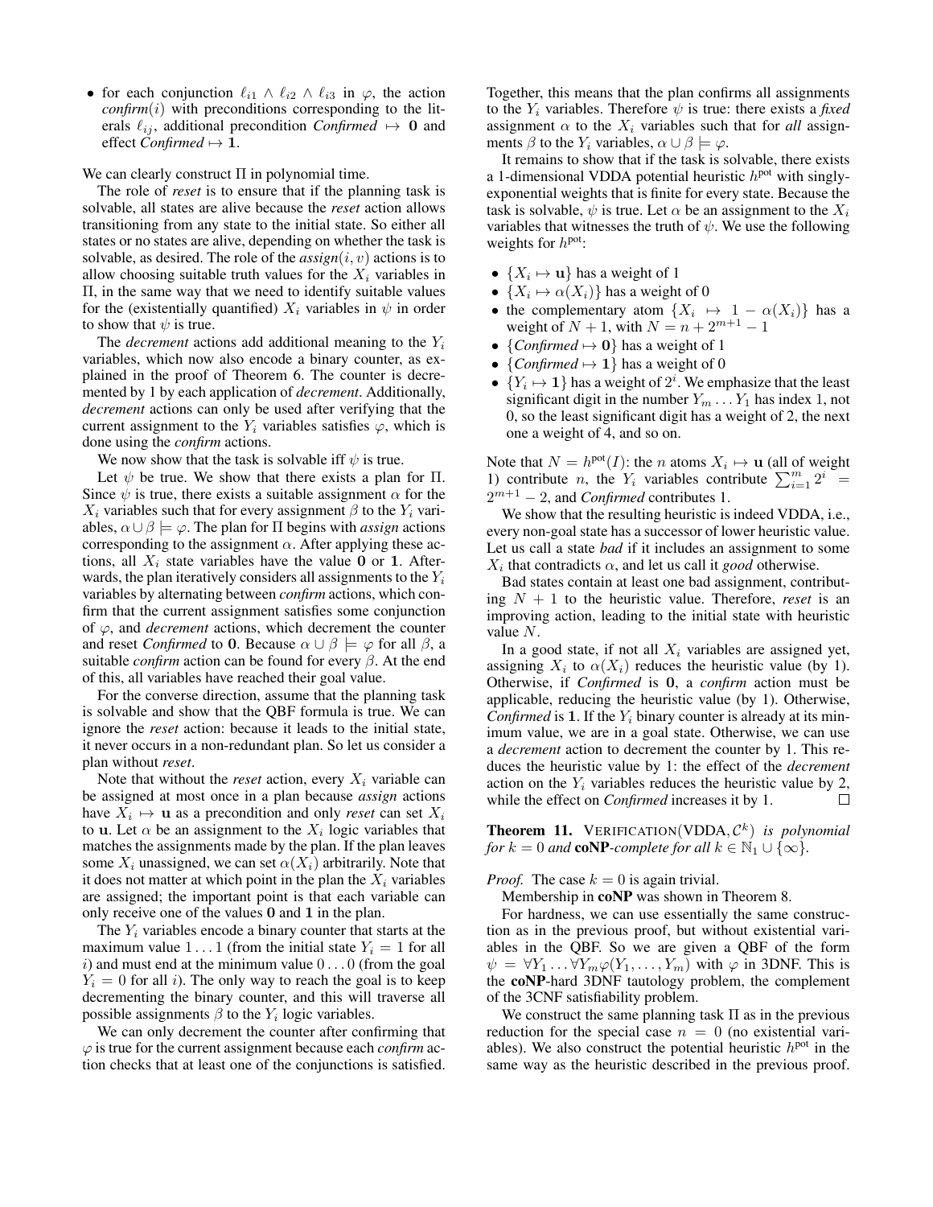- for each conjunction $\ell_{i1} \wedge \ell_{i2} \wedge \ell_{i3}$ in $\varphi$, the action *confirm*$(i)$ with preconditions corresponding to the literals $\ell_{ij}$, additional precondition *Confirmed* $\mapsto \mathbf{0}$ and effect *Confirmed* $\mapsto \mathbf{1}$.

We can clearly construct $\Pi$ in polynomial time.

The role of *reset* is to ensure that if the planning task is solvable, all states are alive because the *reset* action allows transitioning from any state to the initial state. So either all states or no states are alive, depending on whether the task is solvable, as desired. The role of the *assign*$(i, v)$ actions is to allow choosing suitable truth values for the $X_i$ variables in $\Pi$, in the same way that we need to identify suitable values for the (existentially quantified) $X_i$ variables in $\psi$ in order to show that $\psi$ is true.

The *decrement* actions add additional meaning to the $Y_i$ variables, which now also encode a binary counter, as explained in the proof of Theorem 6. The counter is decremented by 1 by each application of *decrement*. Additionally, *decrement* actions can only be used after verifying that the current assignment to the $Y_i$ variables satisfies $\varphi$, which is done using the *confirm* actions.

We now show that the task is solvable iff $\psi$ is true.

Let $\psi$ be true. We show that there exists a plan for $\Pi$. Since $\psi$ is true, there exists a suitable assignment $\alpha$ for the $X_i$ variables such that for every assignment $\beta$ to the $Y_i$ variables, $\alpha \cup \beta \models \varphi$. The plan for $\Pi$ begins with *assign* actions corresponding to the assignment $\alpha$. After applying these actions, all $X_i$ state variables have the value $\mathbf{0}$ or $\mathbf{1}$. Afterwards, the plan iteratively considers all assignments to the $Y_i$ variables by alternating between *confirm* actions, which confirm that the current assignment satisfies some conjunction of $\varphi$, and *decrement* actions, which decrement the counter and reset *Confirmed* to $\mathbf{0}$. Because $\alpha \cup \beta \models \varphi$ for all $\beta$, a suitable *confirm* action can be found for every $\beta$. At the end of this, all variables have reached their goal value.

For the converse direction, assume that the planning task is solvable and show that the QBF formula is true. We can ignore the *reset* action: because it leads to the initial state, it never occurs in a non-redundant plan. So let us consider a plan without *reset*.

Note that without the *reset* action, every $X_i$ variable can be assigned at most once in a plan because *assign* actions have $X_i \mapsto \mathbf{u}$ as a precondition and only *reset* can set $X_i$ to $\mathbf{u}$. Let $\alpha$ be an assignment to the $X_i$ logic variables that matches the assignments made by the plan. If the plan leaves some $X_i$ unassigned, we can set $\alpha(X_i)$ arbitrarily. Note that it does not matter at which point in the plan the $X_i$ variables are assigned; the important point is that each variable can only receive one of the values $\mathbf{0}$ and $\mathbf{1}$ in the plan.

The $Y_i$ variables encode a binary counter that starts at the maximum value $1 \dots 1$ (from the initial state $Y_i = 1$ for all $i$) and must end at the minimum value $0 \dots 0$ (from the goal $Y_i = 0$ for all $i$). The only way to reach the goal is to keep decrementing the binary counter, and this will traverse all possible assignments $\beta$ to the $Y_i$ logic variables.

We can only decrement the counter after confirming that $\varphi$ is true for the current assignment because each *confirm* action checks that at least one of the conjunctions is satisfied. Together, this means that the plan confirms all assignments to the $Y_i$ variables. Therefore $\psi$ is true: there exists a *fixed* assignment $\alpha$ to the $X_i$ variables such that for *all* assignments $\beta$ to the $Y_i$ variables, $\alpha \cup \beta \models \varphi$.

It remains to show that if the task is solvable, there exists a 1-dimensional VDDA potential heuristic $h^{\text{pot}}$ with singly-exponential weights that is finite for every state. Because the task is solvable, $\psi$ is true. Let $\alpha$ be an assignment to the $X_i$ variables that witnesses the truth of $\psi$. We use the following weights for $h^{\text{pot}}$:

- $\{X_i \mapsto \mathbf{u}\}$ has a weight of 1
- $\{X_i \mapsto \alpha(X_i)\}$ has a weight of 0
- the complementary atom $\{X_i \mapsto 1 - \alpha(X_i)\}$ has a weight of $N + 1$, with $N = n + 2^{m+1} - 1$
- $\{\textit{Confirmed} \mapsto \mathbf{0}\}$ has a weight of 1
- $\{\textit{Confirmed} \mapsto \mathbf{1}\}$ has a weight of 0
- $\{Y_i \mapsto \mathbf{1}\}$ has a weight of $2^i$. We emphasize that the least significant digit in the number $Y_m \dots Y_1$ has index 1, not 0, so the least significant digit has a weight of 2, the next one a weight of 4, and so on.

Note that $N = h^{\text{pot}}(I)$: the $n$ atoms $X_i \mapsto \mathbf{u}$ (all of weight 1) contribute $n$, the $Y_i$ variables contribute $\sum_{i=1}^{m} 2^i = 2^{m+1} - 2$, and *Confirmed* contributes 1.

We show that the resulting heuristic is indeed VDDA, i.e., every non-goal state has a successor of lower heuristic value. Let us call a state *bad* if it includes an assignment to some $X_i$ that contradicts $\alpha$, and let us call it *good* otherwise.

Bad states contain at least one bad assignment, contributing $N + 1$ to the heuristic value. Therefore, *reset* is an improving action, leading to the initial state with heuristic value $N$.

In a good state, if not all $X_i$ variables are assigned yet, assigning $X_i$ to $\alpha(X_i)$ reduces the heuristic value (by 1). Otherwise, if *Confirmed* is $\mathbf{0}$, a *confirm* action must be applicable, reducing the heuristic value (by 1). Otherwise, *Confirmed* is $\mathbf{1}$. If the $Y_i$ binary counter is already at its minimum value, we are in a goal state. Otherwise, we can use a *decrement* action to decrement the counter by 1. This reduces the heuristic value by 1: the effect of the *decrement* action on the $Y_i$ variables reduces the heuristic value by 2, while the effect on *Confirmed* increases it by 1. $\square$

**Theorem 11.** VERIFICATION(VDDA, $\mathcal{C}^k$) *is polynomial for* $k = 0$ *and* **coNP**-*complete for all* $k \in \mathbb{N}_1 \cup \{\infty\}$.

*Proof.* The case $k = 0$ is again trivial.

Membership in **coNP** was shown in Theorem 8.

For hardness, we can use essentially the same construction as in the previous proof, but without existential variables in the QBF. So we are given a QBF of the form $\psi = \forall Y_1 \dots \forall Y_m \varphi(Y_1, \dots, Y_m)$ with $\varphi$ in 3DNF. This is the **coNP**-hard 3DNF tautology problem, the complement of the 3CNF satisfiability problem.

We construct the same planning task $\Pi$ as in the previous reduction for the special case $n = 0$ (no existential variables). We also construct the potential heuristic $h^{\text{pot}}$ in the same way as the heuristic described in the previous proof.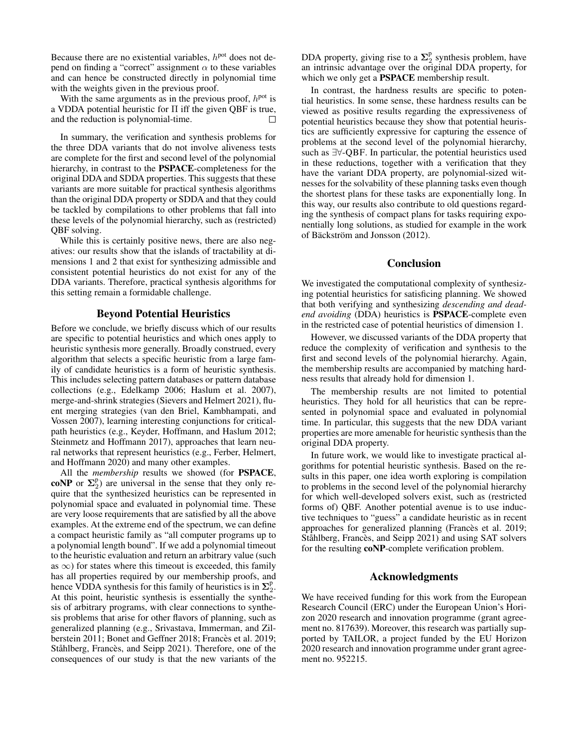Because there are no existential variables, $h^{\text{pot}}$ does not depend on finding a "correct" assignment $\alpha$ to these variables and can hence be constructed directly in polynomial time with the weights given in the previous proof.

With the same arguments as in the previous proof, $h^{\text{pot}}$ is a VDDA potential heuristic for $\Pi$ iff the given QBF is true, and the reduction is polynomial-time. □

In summary, the verification and synthesis problems for the three DDA variants that do not involve aliveness tests are complete for the first and second level of the polynomial hierarchy, in contrast to the **PSPACE**-completeness for the original DDA and SDDA properties. This suggests that these variants are more suitable for practical synthesis algorithms than the original DDA property or SDDA and that they could be tackled by compilations to other problems that fall into these levels of the polynomial hierarchy, such as (restricted) QBF solving.

While this is certainly positive news, there are also negatives: our results show that the islands of tractability at dimensions 1 and 2 that exist for synthesizing admissible and consistent potential heuristics do not exist for any of the DDA variants. Therefore, practical synthesis algorithms for this setting remain a formidable challenge.

## Beyond Potential Heuristics

Before we conclude, we briefly discuss which of our results are specific to potential heuristics and which ones apply to heuristic synthesis more generally. Broadly construed, every algorithm that selects a specific heuristic from a large family of candidate heuristics is a form of heuristic synthesis. This includes selecting pattern databases or pattern database collections (e.g., Edelkamp 2006; Haslum et al. 2007), merge-and-shrink strategies (Sievers and Helmert 2021), fluent merging strategies (van den Briel, Kambhampati, and Vossen 2007), learning interesting conjunctions for critical-path heuristics (e.g., Keyder, Hoffmann, and Haslum 2012; Steinmetz and Hoffmann 2017), approaches that learn neural networks that represent heuristics (e.g., Ferber, Helmert, and Hoffmann 2020) and many other examples.

All the *membership* results we showed (for **PSPACE**, **coNP** or $\mathbf{\Sigma}_2^{\mathrm{p}}$) are universal in the sense that they only require that the synthesized heuristics can be represented in polynomial space and evaluated in polynomial time. These are very loose requirements that are satisfied by all the above examples. At the extreme end of the spectrum, we can define a compact heuristic family as "all computer programs up to a polynomial length bound". If we add a polynomial timeout to the heuristic evaluation and return an arbitrary value (such as $\infty$) for states where this timeout is exceeded, this family has all properties required by our membership proofs, and hence VDDA synthesis for this family of heuristics is in $\mathbf{\Sigma}_2^{\mathrm{p}}$. At this point, heuristic synthesis is essentially the synthesis of arbitrary programs, with clear connections to synthesis problems that arise for other flavors of planning, such as generalized planning (e.g., Srivastava, Immerman, and Zilberstein 2011; Bonet and Geffner 2018; Francès et al. 2019; Ståhlberg, Francès, and Seipp 2021). Therefore, one of the consequences of our study is that the new variants of the DDA property, giving rise to a $\mathbf{\Sigma}_2^{\mathrm{p}}$ synthesis problem, have an intrinsic advantage over the original DDA property, for which we only get a **PSPACE** membership result.

In contrast, the hardness results are specific to potential heuristics. In some sense, these hardness results can be viewed as positive results regarding the expressiveness of potential heuristics because they show that potential heuristics are sufficiently expressive for capturing the essence of problems at the second level of the polynomial hierarchy, such as $\exists\forall$-QBF. In particular, the potential heuristics used in these reductions, together with a verification that they have the variant DDA property, are polynomial-sized witnesses for the solvability of these planning tasks even though the shortest plans for these tasks are exponentially long. In this way, our results also contribute to old questions regarding the synthesis of compact plans for tasks requiring exponentially long solutions, as studied for example in the work of Bäckström and Jonsson (2012).

## Conclusion

We investigated the computational complexity of synthesizing potential heuristics for satisficing planning. We showed that both verifying and synthesizing *descending and dead-end avoiding* (DDA) heuristics is **PSPACE**-complete even in the restricted case of potential heuristics of dimension 1.

However, we discussed variants of the DDA property that reduce the complexity of verification and synthesis to the first and second levels of the polynomial hierarchy. Again, the membership results are accompanied by matching hardness results that already hold for dimension 1.

The membership results are not limited to potential heuristics. They hold for all heuristics that can be represented in polynomial space and evaluated in polynomial time. In particular, this suggests that the new DDA variant properties are more amenable for heuristic synthesis than the original DDA property.

In future work, we would like to investigate practical algorithms for potential heuristic synthesis. Based on the results in this paper, one idea worth exploring is compilation to problems in the second level of the polynomial hierarchy for which well-developed solvers exist, such as (restricted forms of) QBF. Another potential avenue is to use inductive techniques to "guess" a candidate heuristic as in recent approaches for generalized planning (Francès et al. 2019; Ståhlberg, Francès, and Seipp 2021) and using SAT solvers for the resulting **coNP**-complete verification problem.

## Acknowledgments

We have received funding for this work from the European Research Council (ERC) under the European Union's Horizon 2020 research and innovation programme (grant agreement no. 817639). Moreover, this research was partially supported by TAILOR, a project funded by the EU Horizon 2020 research and innovation programme under grant agreement no. 952215.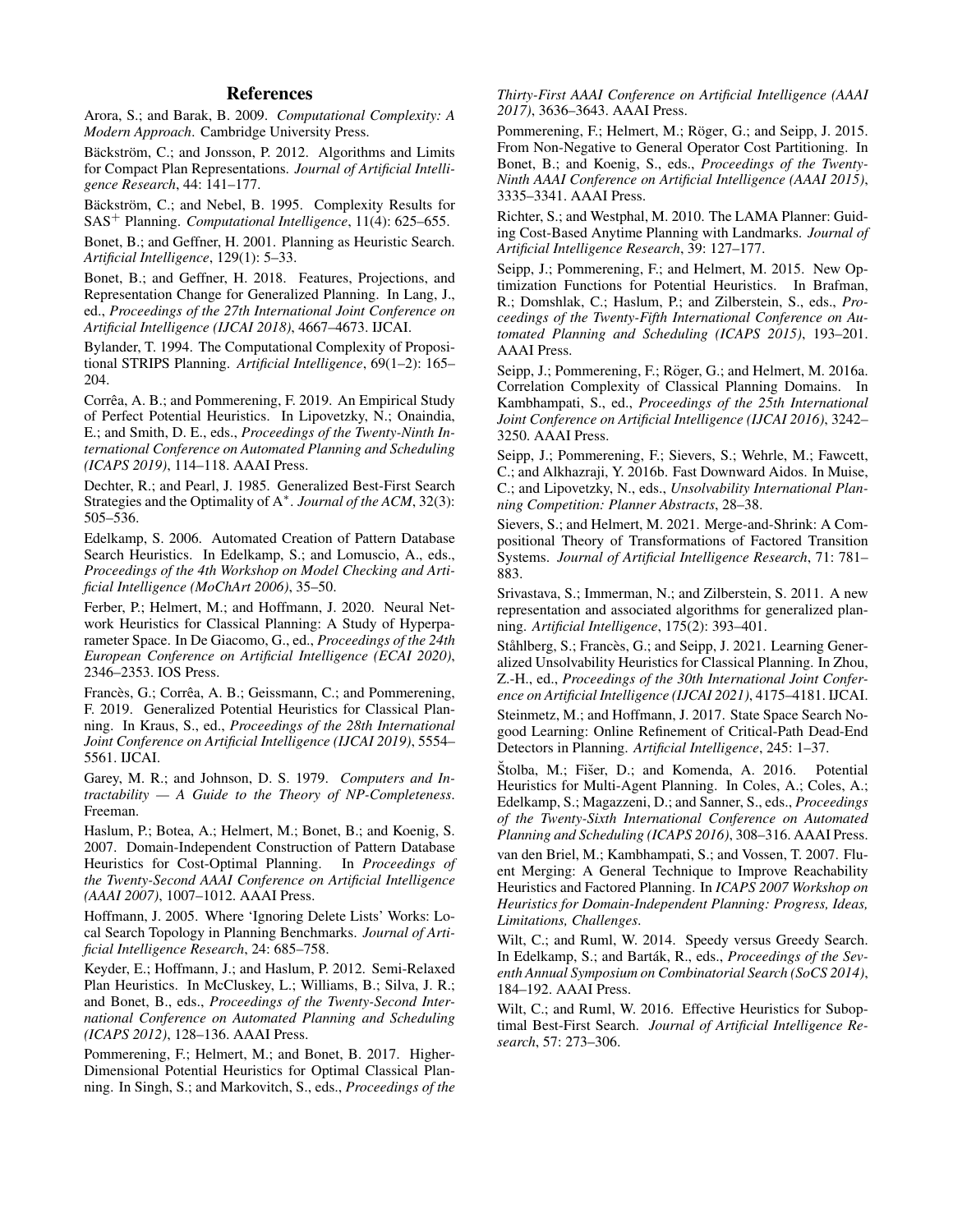## References

Arora, S.; and Barak, B. 2009. *Computational Complexity: A Modern Approach*. Cambridge University Press.

Bäckström, C.; and Jonsson, P. 2012. Algorithms and Limits for Compact Plan Representations. *Journal of Artificial Intelligence Research*, 44: 141–177.

Bäckström, C.; and Nebel, B. 1995. Complexity Results for SAS$^+$ Planning. *Computational Intelligence*, 11(4): 625–655.

Bonet, B.; and Geffner, H. 2001. Planning as Heuristic Search. *Artificial Intelligence*, 129(1): 5–33.

Bonet, B.; and Geffner, H. 2018. Features, Projections, and Representation Change for Generalized Planning. In Lang, J., ed., *Proceedings of the 27th International Joint Conference on Artificial Intelligence (IJCAI 2018)*, 4667–4673. IJCAI.

Bylander, T. 1994. The Computational Complexity of Propositional STRIPS Planning. *Artificial Intelligence*, 69(1–2): 165–204.

Corrêa, A. B.; and Pommerening, F. 2019. An Empirical Study of Perfect Potential Heuristics. In Lipovetzky, N.; Onaindia, E.; and Smith, D. E., eds., *Proceedings of the Twenty-Ninth International Conference on Automated Planning and Scheduling (ICAPS 2019)*, 114–118. AAAI Press.

Dechter, R.; and Pearl, J. 1985. Generalized Best-First Search Strategies and the Optimality of A$^*$. *Journal of the ACM*, 32(3): 505–536.

Edelkamp, S. 2006. Automated Creation of Pattern Database Search Heuristics. In Edelkamp, S.; and Lomuscio, A., eds., *Proceedings of the 4th Workshop on Model Checking and Artificial Intelligence (MoChArt 2006)*, 35–50.

Ferber, P.; Helmert, M.; and Hoffmann, J. 2020. Neural Network Heuristics for Classical Planning: A Study of Hyperparameter Space. In De Giacomo, G., ed., *Proceedings of the 24th European Conference on Artificial Intelligence (ECAI 2020)*, 2346–2353. IOS Press.

Francès, G.; Corrêa, A. B.; Geissmann, C.; and Pommerening, F. 2019. Generalized Potential Heuristics for Classical Planning. In Kraus, S., ed., *Proceedings of the 28th International Joint Conference on Artificial Intelligence (IJCAI 2019)*, 5554–5561. IJCAI.

Garey, M. R.; and Johnson, D. S. 1979. *Computers and Intractability — A Guide to the Theory of NP-Completeness*. Freeman.

Haslum, P.; Botea, A.; Helmert, M.; Bonet, B.; and Koenig, S. 2007. Domain-Independent Construction of Pattern Database Heuristics for Cost-Optimal Planning. In *Proceedings of the Twenty-Second AAAI Conference on Artificial Intelligence (AAAI 2007)*, 1007–1012. AAAI Press.

Hoffmann, J. 2005. Where 'Ignoring Delete Lists' Works: Local Search Topology in Planning Benchmarks. *Journal of Artificial Intelligence Research*, 24: 685–758.

Keyder, E.; Hoffmann, J.; and Haslum, P. 2012. Semi-Relaxed Plan Heuristics. In McCluskey, L.; Williams, B.; Silva, J. R.; and Bonet, B., eds., *Proceedings of the Twenty-Second International Conference on Automated Planning and Scheduling (ICAPS 2012)*, 128–136. AAAI Press.

Pommerening, F.; Helmert, M.; and Bonet, B. 2017. Higher-Dimensional Potential Heuristics for Optimal Classical Planning. In Singh, S.; and Markovitch, S., eds., *Proceedings of the Thirty-First AAAI Conference on Artificial Intelligence (AAAI 2017)*, 3636–3643. AAAI Press.

Pommerening, F.; Helmert, M.; Röger, G.; and Seipp, J. 2015. From Non-Negative to General Operator Cost Partitioning. In Bonet, B.; and Koenig, S., eds., *Proceedings of the Twenty-Ninth AAAI Conference on Artificial Intelligence (AAAI 2015)*, 3335–3341. AAAI Press.

Richter, S.; and Westphal, M. 2010. The LAMA Planner: Guiding Cost-Based Anytime Planning with Landmarks. *Journal of Artificial Intelligence Research*, 39: 127–177.

Seipp, J.; Pommerening, F.; and Helmert, M. 2015. New Optimization Functions for Potential Heuristics. In Brafman, R.; Domshlak, C.; Haslum, P.; and Zilberstein, S., eds., *Proceedings of the Twenty-Fifth International Conference on Automated Planning and Scheduling (ICAPS 2015)*, 193–201. AAAI Press.

Seipp, J.; Pommerening, F.; Röger, G.; and Helmert, M. 2016a. Correlation Complexity of Classical Planning Domains. In Kambhampati, S., ed., *Proceedings of the 25th International Joint Conference on Artificial Intelligence (IJCAI 2016)*, 3242–3250. AAAI Press.

Seipp, J.; Pommerening, F.; Sievers, S.; Wehrle, M.; Fawcett, C.; and Alkhazraji, Y. 2016b. Fast Downward Aidos. In Muise, C.; and Lipovetzky, N., eds., *Unsolvability International Planning Competition: Planner Abstracts*, 28–38.

Sievers, S.; and Helmert, M. 2021. Merge-and-Shrink: A Compositional Theory of Transformations of Factored Transition Systems. *Journal of Artificial Intelligence Research*, 71: 781–883.

Srivastava, S.; Immerman, N.; and Zilberstein, S. 2011. A new representation and associated algorithms for generalized planning. *Artificial Intelligence*, 175(2): 393–401.

Ståhlberg, S.; Francès, G.; and Seipp, J. 2021. Learning Generalized Unsolvability Heuristics for Classical Planning. In Zhou, Z.-H., ed., *Proceedings of the 30th International Joint Conference on Artificial Intelligence (IJCAI 2021)*, 4175–4181. IJCAI.

Steinmetz, M.; and Hoffmann, J. 2017. State Space Search Nogood Learning: Online Refinement of Critical-Path Dead-End Detectors in Planning. *Artificial Intelligence*, 245: 1–37.

Štolba, M.; Fišer, D.; and Komenda, A. 2016. Potential Heuristics for Multi-Agent Planning. In Coles, A.; Coles, A.; Edelkamp, S.; Magazzeni, D.; and Sanner, S., eds., *Proceedings of the Twenty-Sixth International Conference on Automated Planning and Scheduling (ICAPS 2016)*, 308–316. AAAI Press.

van den Briel, M.; Kambhampati, S.; and Vossen, T. 2007. Fluent Merging: A General Technique to Improve Reachability Heuristics and Factored Planning. In *ICAPS 2007 Workshop on Heuristics for Domain-Independent Planning: Progress, Ideas, Limitations, Challenges*.

Wilt, C.; and Ruml, W. 2014. Speedy versus Greedy Search. In Edelkamp, S.; and Barták, R., eds., *Proceedings of the Seventh Annual Symposium on Combinatorial Search (SoCS 2014)*, 184–192. AAAI Press.

Wilt, C.; and Ruml, W. 2016. Effective Heuristics for Suboptimal Best-First Search. *Journal of Artificial Intelligence Research*, 57: 273–306.